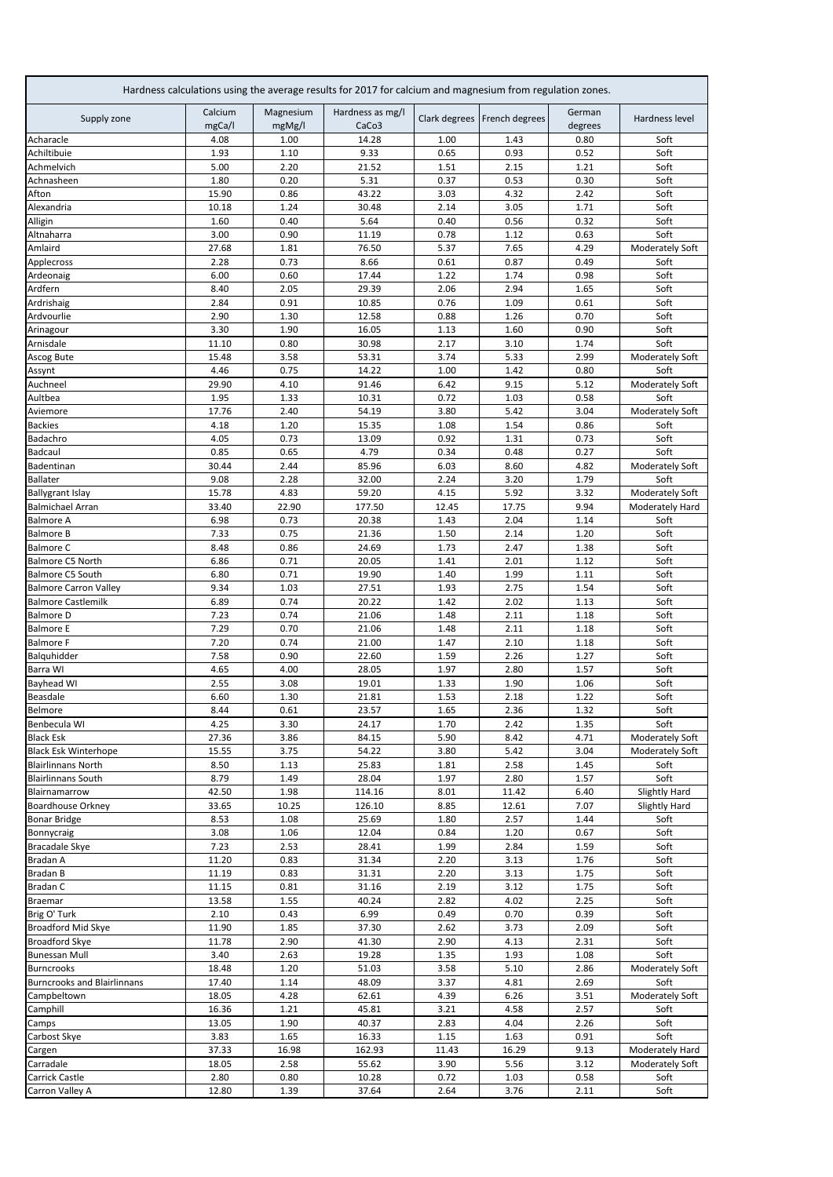| Hardness calculations using the average results for 2017 for calcium and magnesium from regulation zones. | | | | | | | |
|---|---|---|---|---|---|---|---|
| Supply zone | Calcium mgCa/l | Magnesium mgMg/l | Hardness as mg/l CaCo3 | Clark degrees | French degrees | German degrees | Hardness level |
| Acharacle | 4.08 | 1.00 | 14.28 | 1.00 | 1.43 | 0.80 | Soft |
| Achiltibuie | 1.93 | 1.10 | 9.33 | 0.65 | 0.93 | 0.52 | Soft |
| Achmelvich | 5.00 | 2.20 | 21.52 | 1.51 | 2.15 | 1.21 | Soft |
| Achnasheen | 1.80 | 0.20 | 5.31 | 0.37 | 0.53 | 0.30 | Soft |
| Afton | 15.90 | 0.86 | 43.22 | 3.03 | 4.32 | 2.42 | Soft |
| Alexandria | 10.18 | 1.24 | 30.48 | 2.14 | 3.05 | 1.71 | Soft |
| Alligin | 1.60 | 0.40 | 5.64 | 0.40 | 0.56 | 0.32 | Soft |
| Altnaharra | 3.00 | 0.90 | 11.19 | 0.78 | 1.12 | 0.63 | Soft |
| Amlaird | 27.68 | 1.81 | 76.50 | 5.37 | 7.65 | 4.29 | Moderately Soft |
| Applecross | 2.28 | 0.73 | 8.66 | 0.61 | 0.87 | 0.49 | Soft |
| Ardeonaig | 6.00 | 0.60 | 17.44 | 1.22 | 1.74 | 0.98 | Soft |
| Ardfern | 8.40 | 2.05 | 29.39 | 2.06 | 2.94 | 1.65 | Soft |
| Ardrishaig | 2.84 | 0.91 | 10.85 | 0.76 | 1.09 | 0.61 | Soft |
| Ardvourlie | 2.90 | 1.30 | 12.58 | 0.88 | 1.26 | 0.70 | Soft |
| Arinagour | 3.30 | 1.90 | 16.05 | 1.13 | 1.60 | 0.90 | Soft |
| Arnisdale | 11.10 | 0.80 | 30.98 | 2.17 | 3.10 | 1.74 | Soft |
| Ascog Bute | 15.48 | 3.58 | 53.31 | 3.74 | 5.33 | 2.99 | Moderately Soft |
| Assynt | 4.46 | 0.75 | 14.22 | 1.00 | 1.42 | 0.80 | Soft |
| Auchneel | 29.90 | 4.10 | 91.46 | 6.42 | 9.15 | 5.12 | Moderately Soft |
| Aultbea | 1.95 | 1.33 | 10.31 | 0.72 | 1.03 | 0.58 | Soft |
| Aviemore | 17.76 | 2.40 | 54.19 | 3.80 | 5.42 | 3.04 | Moderately Soft |
| Backies | 4.18 | 1.20 | 15.35 | 1.08 | 1.54 | 0.86 | Soft |
| Badachro | 4.05 | 0.73 | 13.09 | 0.92 | 1.31 | 0.73 | Soft |
| Badcaul | 0.85 | 0.65 | 4.79 | 0.34 | 0.48 | 0.27 | Soft |
| Badentinan | 30.44 | 2.44 | 85.96 | 6.03 | 8.60 | 4.82 | Moderately Soft |
| Ballater | 9.08 | 2.28 | 32.00 | 2.24 | 3.20 | 1.79 | Soft |
| Ballygrant Islay | 15.78 | 4.83 | 59.20 | 4.15 | 5.92 | 3.32 | Moderately Soft |
| Balmichael Arran | 33.40 | 22.90 | 177.50 | 12.45 | 17.75 | 9.94 | Moderately Hard |
| Balmore A | 6.98 | 0.73 | 20.38 | 1.43 | 2.04 | 1.14 | Soft |
| Balmore B | 7.33 | 0.75 | 21.36 | 1.50 | 2.14 | 1.20 | Soft |
| Balmore C | 8.48 | 0.86 | 24.69 | 1.73 | 2.47 | 1.38 | Soft |
| Balmore C5 North | 6.86 | 0.71 | 20.05 | 1.41 | 2.01 | 1.12 | Soft |
| Balmore C5 South | 6.80 | 0.71 | 19.90 | 1.40 | 1.99 | 1.11 | Soft |
| Balmore Carron Valley | 9.34 | 1.03 | 27.51 | 1.93 | 2.75 | 1.54 | Soft |
| Balmore Castlemilk | 6.89 | 0.74 | 20.22 | 1.42 | 2.02 | 1.13 | Soft |
| Balmore D | 7.23 | 0.74 | 21.06 | 1.48 | 2.11 | 1.18 | Soft |
| Balmore E | 7.29 | 0.70 | 21.06 | 1.48 | 2.11 | 1.18 | Soft |
| Balmore F | 7.20 | 0.74 | 21.00 | 1.47 | 2.10 | 1.18 | Soft |
| Balquhidder | 7.58 | 0.90 | 22.60 | 1.59 | 2.26 | 1.27 | Soft |
| Barra WI | 4.65 | 4.00 | 28.05 | 1.97 | 2.80 | 1.57 | Soft |
| Bayhead WI | 2.55 | 3.08 | 19.01 | 1.33 | 1.90 | 1.06 | Soft |
| Beasdale | 6.60 | 1.30 | 21.81 | 1.53 | 2.18 | 1.22 | Soft |
| Belmore | 8.44 | 0.61 | 23.57 | 1.65 | 2.36 | 1.32 | Soft |
| Benbecula WI | 4.25 | 3.30 | 24.17 | 1.70 | 2.42 | 1.35 | Soft |
| Black Esk | 27.36 | 3.86 | 84.15 | 5.90 | 8.42 | 4.71 | Moderately Soft |
| Black Esk Winterhope | 15.55 | 3.75 | 54.22 | 3.80 | 5.42 | 3.04 | Moderately Soft |
| Blairlinnans North | 8.50 | 1.13 | 25.83 | 1.81 | 2.58 | 1.45 | Soft |
| Blairlinnans South | 8.79 | 1.49 | 28.04 | 1.97 | 2.80 | 1.57 | Soft |
| Blairnamarrow | 42.50 | 1.98 | 114.16 | 8.01 | 11.42 | 6.40 | Slightly Hard |
| Boardhouse Orkney | 33.65 | 10.25 | 126.10 | 8.85 | 12.61 | 7.07 | Slightly Hard |
| Bonar Bridge | 8.53 | 1.08 | 25.69 | 1.80 | 2.57 | 1.44 | Soft |
| Bonnycraig | 3.08 | 1.06 | 12.04 | 0.84 | 1.20 | 0.67 | Soft |
| Bracadale Skye | 7.23 | 2.53 | 28.41 | 1.99 | 2.84 | 1.59 | Soft |
| Bradan A | 11.20 | 0.83 | 31.34 | 2.20 | 3.13 | 1.76 | Soft |
| Bradan B | 11.19 | 0.83 | 31.31 | 2.20 | 3.13 | 1.75 | Soft |
| Bradan C | 11.15 | 0.81 | 31.16 | 2.19 | 3.12 | 1.75 | Soft |
| Braemar | 13.58 | 1.55 | 40.24 | 2.82 | 4.02 | 2.25 | Soft |
| Brig O' Turk | 2.10 | 0.43 | 6.99 | 0.49 | 0.70 | 0.39 | Soft |
| Broadford Mid Skye | 11.90 | 1.85 | 37.30 | 2.62 | 3.73 | 2.09 | Soft |
| Broadford Skye | 11.78 | 2.90 | 41.30 | 2.90 | 4.13 | 2.31 | Soft |
| Bunessan Mull | 3.40 | 2.63 | 19.28 | 1.35 | 1.93 | 1.08 | Soft |
| Burncrooks | 18.48 | 1.20 | 51.03 | 3.58 | 5.10 | 2.86 | Moderately Soft |
| Burncrooks and Blairlinnans | 17.40 | 1.14 | 48.09 | 3.37 | 4.81 | 2.69 | Soft |
| Campbeltown | 18.05 | 4.28 | 62.61 | 4.39 | 6.26 | 3.51 | Moderately Soft |
| Camphill | 16.36 | 1.21 | 45.81 | 3.21 | 4.58 | 2.57 | Soft |
| Camps | 13.05 | 1.90 | 40.37 | 2.83 | 4.04 | 2.26 | Soft |
| Carbost Skye | 3.83 | 1.65 | 16.33 | 1.15 | 1.63 | 0.91 | Soft |
| Cargen | 37.33 | 16.98 | 162.93 | 11.43 | 16.29 | 9.13 | Moderately Hard |
| Carradale | 18.05 | 2.58 | 55.62 | 3.90 | 5.56 | 3.12 | Moderately Soft |
| Carrick Castle | 2.80 | 0.80 | 10.28 | 0.72 | 1.03 | 0.58 | Soft |
| Carron Valley A | 12.80 | 1.39 | 37.64 | 2.64 | 3.76 | 2.11 | Soft |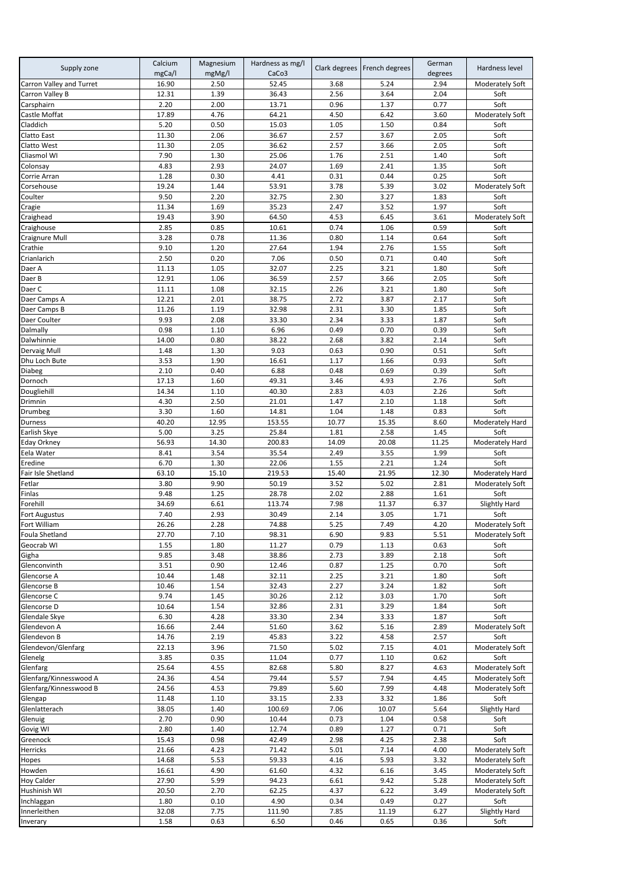| Supply zone | Calcium mgCa/l | Magnesium mgMg/l | Hardness as mg/l CaCo3 | Clark degrees | French degrees | German degrees | Hardness level |
|---|---|---|---|---|---|---|---|
| Carron Valley and Turret | 16.90 | 2.50 | 52.45 | 3.68 | 5.24 | 2.94 | Moderately Soft |
| Carron Valley B | 12.31 | 1.39 | 36.43 | 2.56 | 3.64 | 2.04 | Soft |
| Carsphairn | 2.20 | 2.00 | 13.71 | 0.96 | 1.37 | 0.77 | Soft |
| Castle Moffat | 17.89 | 4.76 | 64.21 | 4.50 | 6.42 | 3.60 | Moderately Soft |
| Claddich | 5.20 | 0.50 | 15.03 | 1.05 | 1.50 | 0.84 | Soft |
| Clatto East | 11.30 | 2.06 | 36.67 | 2.57 | 3.67 | 2.05 | Soft |
| Clatto West | 11.30 | 2.05 | 36.62 | 2.57 | 3.66 | 2.05 | Soft |
| Cliasmol WI | 7.90 | 1.30 | 25.06 | 1.76 | 2.51 | 1.40 | Soft |
| Colonsay | 4.83 | 2.93 | 24.07 | 1.69 | 2.41 | 1.35 | Soft |
| Corrie Arran | 1.28 | 0.30 | 4.41 | 0.31 | 0.44 | 0.25 | Soft |
| Corsehouse | 19.24 | 1.44 | 53.91 | 3.78 | 5.39 | 3.02 | Moderately Soft |
| Coulter | 9.50 | 2.20 | 32.75 | 2.30 | 3.27 | 1.83 | Soft |
| Cragie | 11.34 | 1.69 | 35.23 | 2.47 | 3.52 | 1.97 | Soft |
| Craighead | 19.43 | 3.90 | 64.50 | 4.53 | 6.45 | 3.61 | Moderately Soft |
| Craighouse | 2.85 | 0.85 | 10.61 | 0.74 | 1.06 | 0.59 | Soft |
| Craignure Mull | 3.28 | 0.78 | 11.36 | 0.80 | 1.14 | 0.64 | Soft |
| Crathie | 9.10 | 1.20 | 27.64 | 1.94 | 2.76 | 1.55 | Soft |
| Crianlarich | 2.50 | 0.20 | 7.06 | 0.50 | 0.71 | 0.40 | Soft |
| Daer A | 11.13 | 1.05 | 32.07 | 2.25 | 3.21 | 1.80 | Soft |
| Daer B | 12.91 | 1.06 | 36.59 | 2.57 | 3.66 | 2.05 | Soft |
| Daer C | 11.11 | 1.08 | 32.15 | 2.26 | 3.21 | 1.80 | Soft |
| Daer Camps A | 12.21 | 2.01 | 38.75 | 2.72 | 3.87 | 2.17 | Soft |
| Daer Camps B | 11.26 | 1.19 | 32.98 | 2.31 | 3.30 | 1.85 | Soft |
| Daer Coulter | 9.93 | 2.08 | 33.30 | 2.34 | 3.33 | 1.87 | Soft |
| Dalmally | 0.98 | 1.10 | 6.96 | 0.49 | 0.70 | 0.39 | Soft |
| Dalwhinnie | 14.00 | 0.80 | 38.22 | 2.68 | 3.82 | 2.14 | Soft |
| Dervaig Mull | 1.48 | 1.30 | 9.03 | 0.63 | 0.90 | 0.51 | Soft |
| Dhu Loch Bute | 3.53 | 1.90 | 16.61 | 1.17 | 1.66 | 0.93 | Soft |
| Diabeg | 2.10 | 0.40 | 6.88 | 0.48 | 0.69 | 0.39 | Soft |
| Dornoch | 17.13 | 1.60 | 49.31 | 3.46 | 4.93 | 2.76 | Soft |
| Dougliehill | 14.34 | 1.10 | 40.30 | 2.83 | 4.03 | 2.26 | Soft |
| Drimnin | 4.30 | 2.50 | 21.01 | 1.47 | 2.10 | 1.18 | Soft |
| Drumbeg | 3.30 | 1.60 | 14.81 | 1.04 | 1.48 | 0.83 | Soft |
| Durness | 40.20 | 12.95 | 153.55 | 10.77 | 15.35 | 8.60 | Moderately Hard |
| Earlish Skye | 5.00 | 3.25 | 25.84 | 1.81 | 2.58 | 1.45 | Soft |
| Eday Orkney | 56.93 | 14.30 | 200.83 | 14.09 | 20.08 | 11.25 | Moderately Hard |
| Eela Water | 8.41 | 3.54 | 35.54 | 2.49 | 3.55 | 1.99 | Soft |
| Eredine | 6.70 | 1.30 | 22.06 | 1.55 | 2.21 | 1.24 | Soft |
| Fair Isle Shetland | 63.10 | 15.10 | 219.53 | 15.40 | 21.95 | 12.30 | Moderately Hard |
| Fetlar | 3.80 | 9.90 | 50.19 | 3.52 | 5.02 | 2.81 | Moderately Soft |
| Finlas | 9.48 | 1.25 | 28.78 | 2.02 | 2.88 | 1.61 | Soft |
| Forehill | 34.69 | 6.61 | 113.74 | 7.98 | 11.37 | 6.37 | Slightly Hard |
| Fort Augustus | 7.40 | 2.93 | 30.49 | 2.14 | 3.05 | 1.71 | Soft |
| Fort William | 26.26 | 2.28 | 74.88 | 5.25 | 7.49 | 4.20 | Moderately Soft |
| Foula Shetland | 27.70 | 7.10 | 98.31 | 6.90 | 9.83 | 5.51 | Moderately Soft |
| Geocrab WI | 1.55 | 1.80 | 11.27 | 0.79 | 1.13 | 0.63 | Soft |
| Gigha | 9.85 | 3.48 | 38.86 | 2.73 | 3.89 | 2.18 | Soft |
| Glenconvinth | 3.51 | 0.90 | 12.46 | 0.87 | 1.25 | 0.70 | Soft |
| Glencorse A | 10.44 | 1.48 | 32.11 | 2.25 | 3.21 | 1.80 | Soft |
| Glencorse B | 10.46 | 1.54 | 32.43 | 2.27 | 3.24 | 1.82 | Soft |
| Glencorse C | 9.74 | 1.45 | 30.26 | 2.12 | 3.03 | 1.70 | Soft |
| Glencorse D | 10.64 | 1.54 | 32.86 | 2.31 | 3.29 | 1.84 | Soft |
| Glendale Skye | 6.30 | 4.28 | 33.30 | 2.34 | 3.33 | 1.87 | Soft |
| Glendevon A | 16.66 | 2.44 | 51.60 | 3.62 | 5.16 | 2.89 | Moderately Soft |
| Glendevon B | 14.76 | 2.19 | 45.83 | 3.22 | 4.58 | 2.57 | Soft |
| Glendevon/Glenfarg | 22.13 | 3.96 | 71.50 | 5.02 | 7.15 | 4.01 | Moderately Soft |
| Glenelg | 3.85 | 0.35 | 11.04 | 0.77 | 1.10 | 0.62 | Soft |
| Glenfarg | 25.64 | 4.55 | 82.68 | 5.80 | 8.27 | 4.63 | Moderately Soft |
| Glenfarg/Kinnesswood A | 24.36 | 4.54 | 79.44 | 5.57 | 7.94 | 4.45 | Moderately Soft |
| Glenfarg/Kinnesswood B | 24.56 | 4.53 | 79.89 | 5.60 | 7.99 | 4.48 | Moderately Soft |
| Glengap | 11.48 | 1.10 | 33.15 | 2.33 | 3.32 | 1.86 | Soft |
| Glenlatterach | 38.05 | 1.40 | 100.69 | 7.06 | 10.07 | 5.64 | Slightly Hard |
| Glenuig | 2.70 | 0.90 | 10.44 | 0.73 | 1.04 | 0.58 | Soft |
| Govig WI | 2.80 | 1.40 | 12.74 | 0.89 | 1.27 | 0.71 | Soft |
| Greenock | 15.43 | 0.98 | 42.49 | 2.98 | 4.25 | 2.38 | Soft |
| Herricks | 21.66 | 4.23 | 71.42 | 5.01 | 7.14 | 4.00 | Moderately Soft |
| Hopes | 14.68 | 5.53 | 59.33 | 4.16 | 5.93 | 3.32 | Moderately Soft |
| Howden | 16.61 | 4.90 | 61.60 | 4.32 | 6.16 | 3.45 | Moderately Soft |
| Hoy Calder | 27.90 | 5.99 | 94.23 | 6.61 | 9.42 | 5.28 | Moderately Soft |
| Hushinish WI | 20.50 | 2.70 | 62.25 | 4.37 | 6.22 | 3.49 | Moderately Soft |
| Inchlaggan | 1.80 | 0.10 | 4.90 | 0.34 | 0.49 | 0.27 | Soft |
| Innerleithen | 32.08 | 7.75 | 111.90 | 7.85 | 11.19 | 6.27 | Slightly Hard |
| Inverary | 1.58 | 0.63 | 6.50 | 0.46 | 0.65 | 0.36 | Soft |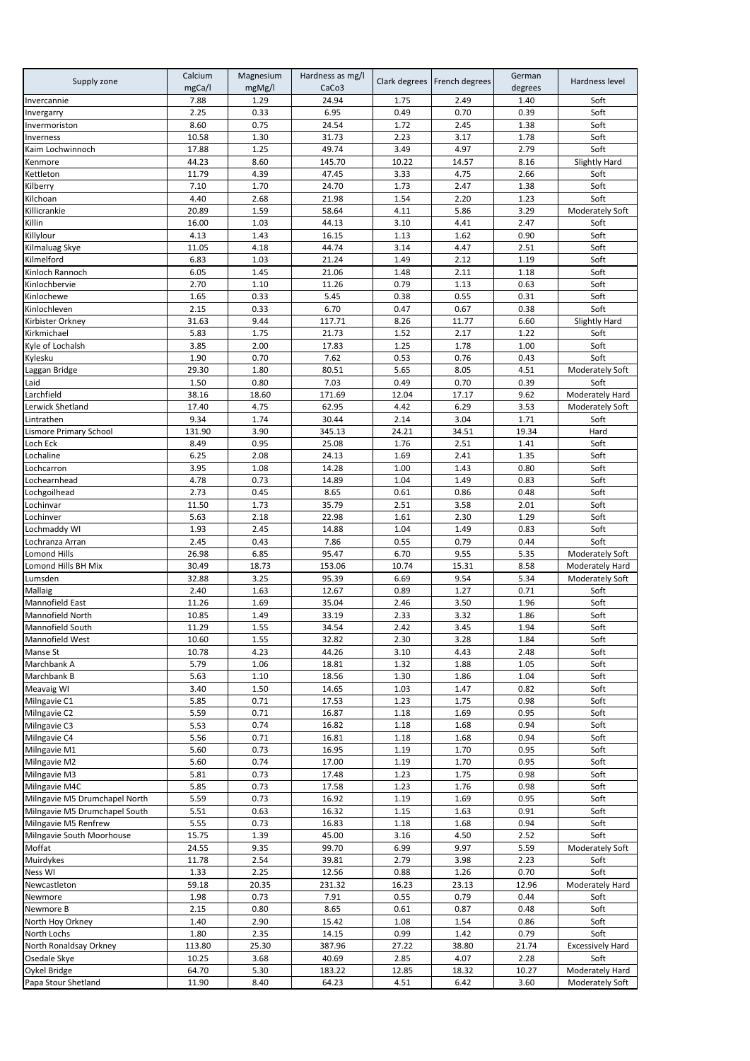| Supply zone | Calcium mgCa/l | Magnesium mgMg/l | Hardness as mg/l CaCo3 | Clark degrees | French degrees | German degrees | Hardness level |
|---|---|---|---|---|---|---|---|
| Invercannie | 7.88 | 1.29 | 24.94 | 1.75 | 2.49 | 1.40 | Soft |
| Invergarry | 2.25 | 0.33 | 6.95 | 0.49 | 0.70 | 0.39 | Soft |
| Invermoriston | 8.60 | 0.75 | 24.54 | 1.72 | 2.45 | 1.38 | Soft |
| Inverness | 10.58 | 1.30 | 31.73 | 2.23 | 3.17 | 1.78 | Soft |
| Kaim Lochwinnoch | 17.88 | 1.25 | 49.74 | 3.49 | 4.97 | 2.79 | Soft |
| Kenmore | 44.23 | 8.60 | 145.70 | 10.22 | 14.57 | 8.16 | Slightly Hard |
| Kettleton | 11.79 | 4.39 | 47.45 | 3.33 | 4.75 | 2.66 | Soft |
| Kilberry | 7.10 | 1.70 | 24.70 | 1.73 | 2.47 | 1.38 | Soft |
| Kilchoan | 4.40 | 2.68 | 21.98 | 1.54 | 2.20 | 1.23 | Soft |
| Killicrankie | 20.89 | 1.59 | 58.64 | 4.11 | 5.86 | 3.29 | Moderately Soft |
| Killin | 16.00 | 1.03 | 44.13 | 3.10 | 4.41 | 2.47 | Soft |
| Killylour | 4.13 | 1.43 | 16.15 | 1.13 | 1.62 | 0.90 | Soft |
| Kilmaluag Skye | 11.05 | 4.18 | 44.74 | 3.14 | 4.47 | 2.51 | Soft |
| Kilmelford | 6.83 | 1.03 | 21.24 | 1.49 | 2.12 | 1.19 | Soft |
| Kinloch Rannoch | 6.05 | 1.45 | 21.06 | 1.48 | 2.11 | 1.18 | Soft |
| Kinlochbervie | 2.70 | 1.10 | 11.26 | 0.79 | 1.13 | 0.63 | Soft |
| Kinlochewe | 1.65 | 0.33 | 5.45 | 0.38 | 0.55 | 0.31 | Soft |
| Kinlochleven | 2.15 | 0.33 | 6.70 | 0.47 | 0.67 | 0.38 | Soft |
| Kirbister Orkney | 31.63 | 9.44 | 117.71 | 8.26 | 11.77 | 6.60 | Slightly Hard |
| Kirkmichael | 5.83 | 1.75 | 21.73 | 1.52 | 2.17 | 1.22 | Soft |
| Kyle of Lochalsh | 3.85 | 2.00 | 17.83 | 1.25 | 1.78 | 1.00 | Soft |
| Kylesku | 1.90 | 0.70 | 7.62 | 0.53 | 0.76 | 0.43 | Soft |
| Laggan Bridge | 29.30 | 1.80 | 80.51 | 5.65 | 8.05 | 4.51 | Moderately Soft |
| Laid | 1.50 | 0.80 | 7.03 | 0.49 | 0.70 | 0.39 | Soft |
| Larchfield | 38.16 | 18.60 | 171.69 | 12.04 | 17.17 | 9.62 | Moderately Hard |
| Lerwick Shetland | 17.40 | 4.75 | 62.95 | 4.42 | 6.29 | 3.53 | Moderately Soft |
| Lintrathen | 9.34 | 1.74 | 30.44 | 2.14 | 3.04 | 1.71 | Soft |
| Lismore Primary School | 131.90 | 3.90 | 345.13 | 24.21 | 34.51 | 19.34 | Hard |
| Loch Eck | 8.49 | 0.95 | 25.08 | 1.76 | 2.51 | 1.41 | Soft |
| Lochaline | 6.25 | 2.08 | 24.13 | 1.69 | 2.41 | 1.35 | Soft |
| Lochcarron | 3.95 | 1.08 | 14.28 | 1.00 | 1.43 | 0.80 | Soft |
| Lochearnhead | 4.78 | 0.73 | 14.89 | 1.04 | 1.49 | 0.83 | Soft |
| Lochgoilhead | 2.73 | 0.45 | 8.65 | 0.61 | 0.86 | 0.48 | Soft |
| Lochinvar | 11.50 | 1.73 | 35.79 | 2.51 | 3.58 | 2.01 | Soft |
| Lochinver | 5.63 | 2.18 | 22.98 | 1.61 | 2.30 | 1.29 | Soft |
| Lochmaddy WI | 1.93 | 2.45 | 14.88 | 1.04 | 1.49 | 0.83 | Soft |
| Lochranza Arran | 2.45 | 0.43 | 7.86 | 0.55 | 0.79 | 0.44 | Soft |
| Lomond Hills | 26.98 | 6.85 | 95.47 | 6.70 | 9.55 | 5.35 | Moderately Soft |
| Lomond Hills BH Mix | 30.49 | 18.73 | 153.06 | 10.74 | 15.31 | 8.58 | Moderately Hard |
| Lumsden | 32.88 | 3.25 | 95.39 | 6.69 | 9.54 | 5.34 | Moderately Soft |
| Mallaig | 2.40 | 1.63 | 12.67 | 0.89 | 1.27 | 0.71 | Soft |
| Mannofield East | 11.26 | 1.69 | 35.04 | 2.46 | 3.50 | 1.96 | Soft |
| Mannofield North | 10.85 | 1.49 | 33.19 | 2.33 | 3.32 | 1.86 | Soft |
| Mannofield South | 11.29 | 1.55 | 34.54 | 2.42 | 3.45 | 1.94 | Soft |
| Mannofield West | 10.60 | 1.55 | 32.82 | 2.30 | 3.28 | 1.84 | Soft |
| Manse St | 10.78 | 4.23 | 44.26 | 3.10 | 4.43 | 2.48 | Soft |
| Marchbank A | 5.79 | 1.06 | 18.81 | 1.32 | 1.88 | 1.05 | Soft |
| Marchbank B | 5.63 | 1.10 | 18.56 | 1.30 | 1.86 | 1.04 | Soft |
| Meavaig WI | 3.40 | 1.50 | 14.65 | 1.03 | 1.47 | 0.82 | Soft |
| Milngavie C1 | 5.85 | 0.71 | 17.53 | 1.23 | 1.75 | 0.98 | Soft |
| Milngavie C2 | 5.59 | 0.71 | 16.87 | 1.18 | 1.69 | 0.95 | Soft |
| Milngavie C3 | 5.53 | 0.74 | 16.82 | 1.18 | 1.68 | 0.94 | Soft |
| Milngavie C4 | 5.56 | 0.71 | 16.81 | 1.18 | 1.68 | 0.94 | Soft |
| Milngavie M1 | 5.60 | 0.73 | 16.95 | 1.19 | 1.70 | 0.95 | Soft |
| Milngavie M2 | 5.60 | 0.74 | 17.00 | 1.19 | 1.70 | 0.95 | Soft |
| Milngavie M3 | 5.81 | 0.73 | 17.48 | 1.23 | 1.75 | 0.98 | Soft |
| Milngavie M4C | 5.85 | 0.73 | 17.58 | 1.23 | 1.76 | 0.98 | Soft |
| Milngavie M5 Drumchapel North | 5.59 | 0.73 | 16.92 | 1.19 | 1.69 | 0.95 | Soft |
| Milngavie M5 Drumchapel South | 5.51 | 0.63 | 16.32 | 1.15 | 1.63 | 0.91 | Soft |
| Milngavie M5 Renfrew | 5.55 | 0.73 | 16.83 | 1.18 | 1.68 | 0.94 | Soft |
| Milngavie South Moorhouse | 15.75 | 1.39 | 45.00 | 3.16 | 4.50 | 2.52 | Soft |
| Moffat | 24.55 | 9.35 | 99.70 | 6.99 | 9.97 | 5.59 | Moderately Soft |
| Muirdykes | 11.78 | 2.54 | 39.81 | 2.79 | 3.98 | 2.23 | Soft |
| Ness WI | 1.33 | 2.25 | 12.56 | 0.88 | 1.26 | 0.70 | Soft |
| Newcastleton | 59.18 | 20.35 | 231.32 | 16.23 | 23.13 | 12.96 | Moderately Hard |
| Newmore | 1.98 | 0.73 | 7.91 | 0.55 | 0.79 | 0.44 | Soft |
| Newmore B | 2.15 | 0.80 | 8.65 | 0.61 | 0.87 | 0.48 | Soft |
| North Hoy Orkney | 1.40 | 2.90 | 15.42 | 1.08 | 1.54 | 0.86 | Soft |
| North Lochs | 1.80 | 2.35 | 14.15 | 0.99 | 1.42 | 0.79 | Soft |
| North Ronaldsay Orkney | 113.80 | 25.30 | 387.96 | 27.22 | 38.80 | 21.74 | Excessively Hard |
| Osedale Skye | 10.25 | 3.68 | 40.69 | 2.85 | 4.07 | 2.28 | Soft |
| Oykel Bridge | 64.70 | 5.30 | 183.22 | 12.85 | 18.32 | 10.27 | Moderately Hard |
| Papa Stour Shetland | 11.90 | 8.40 | 64.23 | 4.51 | 6.42 | 3.60 | Moderately Soft |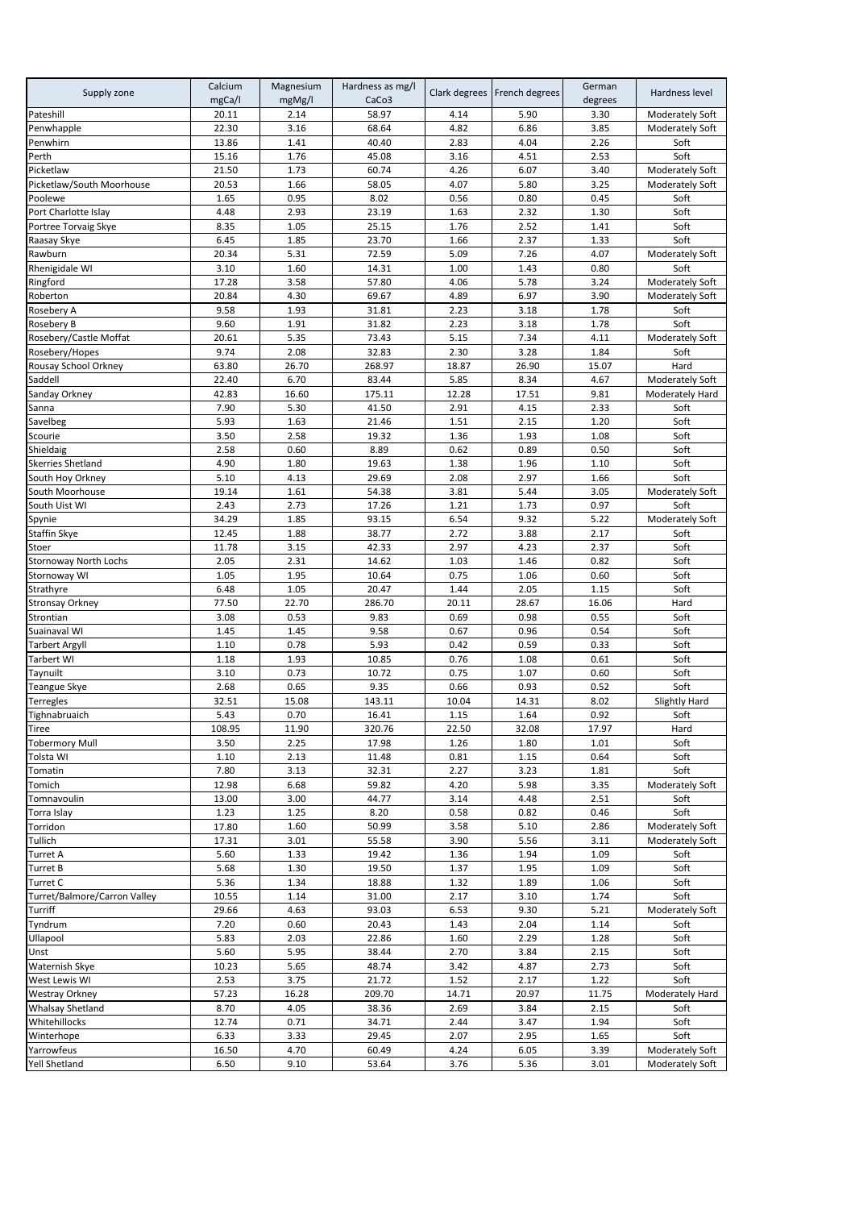| Supply zone | Calcium mgCa/l | Magnesium mgMg/l | Hardness as mg/l CaCo3 | Clark degrees | French degrees | German degrees | Hardness level |
|---|---|---|---|---|---|---|---|
| Pateshill | 20.11 | 2.14 | 58.97 | 4.14 | 5.90 | 3.30 | Moderately Soft |
| Penwhapple | 22.30 | 3.16 | 68.64 | 4.82 | 6.86 | 3.85 | Moderately Soft |
| Penwhirn | 13.86 | 1.41 | 40.40 | 2.83 | 4.04 | 2.26 | Soft |
| Perth | 15.16 | 1.76 | 45.08 | 3.16 | 4.51 | 2.53 | Soft |
| Picketlaw | 21.50 | 1.73 | 60.74 | 4.26 | 6.07 | 3.40 | Moderately Soft |
| Picketlaw/South Moorhouse | 20.53 | 1.66 | 58.05 | 4.07 | 5.80 | 3.25 | Moderately Soft |
| Poolewe | 1.65 | 0.95 | 8.02 | 0.56 | 0.80 | 0.45 | Soft |
| Port Charlotte Islay | 4.48 | 2.93 | 23.19 | 1.63 | 2.32 | 1.30 | Soft |
| Portree Torvaig Skye | 8.35 | 1.05 | 25.15 | 1.76 | 2.52 | 1.41 | Soft |
| Raasay Skye | 6.45 | 1.85 | 23.70 | 1.66 | 2.37 | 1.33 | Soft |
| Rawburn | 20.34 | 5.31 | 72.59 | 5.09 | 7.26 | 4.07 | Moderately Soft |
| Rhenigidale WI | 3.10 | 1.60 | 14.31 | 1.00 | 1.43 | 0.80 | Soft |
| Ringford | 17.28 | 3.58 | 57.80 | 4.06 | 5.78 | 3.24 | Moderately Soft |
| Roberton | 20.84 | 4.30 | 69.67 | 4.89 | 6.97 | 3.90 | Moderately Soft |
| Rosebery A | 9.58 | 1.93 | 31.81 | 2.23 | 3.18 | 1.78 | Soft |
| Rosebery B | 9.60 | 1.91 | 31.82 | 2.23 | 3.18 | 1.78 | Soft |
| Rosebery/Castle Moffat | 20.61 | 5.35 | 73.43 | 5.15 | 7.34 | 4.11 | Moderately Soft |
| Rosebery/Hopes | 9.74 | 2.08 | 32.83 | 2.30 | 3.28 | 1.84 | Soft |
| Rousay School Orkney | 63.80 | 26.70 | 268.97 | 18.87 | 26.90 | 15.07 | Hard |
| Saddell | 22.40 | 6.70 | 83.44 | 5.85 | 8.34 | 4.67 | Moderately Soft |
| Sanday Orkney | 42.83 | 16.60 | 175.11 | 12.28 | 17.51 | 9.81 | Moderately Hard |
| Sanna | 7.90 | 5.30 | 41.50 | 2.91 | 4.15 | 2.33 | Soft |
| Savelbeg | 5.93 | 1.63 | 21.46 | 1.51 | 2.15 | 1.20 | Soft |
| Scourie | 3.50 | 2.58 | 19.32 | 1.36 | 1.93 | 1.08 | Soft |
| Shieldaig | 2.58 | 0.60 | 8.89 | 0.62 | 0.89 | 0.50 | Soft |
| Skerries Shetland | 4.90 | 1.80 | 19.63 | 1.38 | 1.96 | 1.10 | Soft |
| South Hoy Orkney | 5.10 | 4.13 | 29.69 | 2.08 | 2.97 | 1.66 | Soft |
| South Moorhouse | 19.14 | 1.61 | 54.38 | 3.81 | 5.44 | 3.05 | Moderately Soft |
| South Uist WI | 2.43 | 2.73 | 17.26 | 1.21 | 1.73 | 0.97 | Soft |
| Spynie | 34.29 | 1.85 | 93.15 | 6.54 | 9.32 | 5.22 | Moderately Soft |
| Staffin Skye | 12.45 | 1.88 | 38.77 | 2.72 | 3.88 | 2.17 | Soft |
| Stoer | 11.78 | 3.15 | 42.33 | 2.97 | 4.23 | 2.37 | Soft |
| Stornoway North Lochs | 2.05 | 2.31 | 14.62 | 1.03 | 1.46 | 0.82 | Soft |
| Stornoway WI | 1.05 | 1.95 | 10.64 | 0.75 | 1.06 | 0.60 | Soft |
| Strathyre | 6.48 | 1.05 | 20.47 | 1.44 | 2.05 | 1.15 | Soft |
| Stronsay Orkney | 77.50 | 22.70 | 286.70 | 20.11 | 28.67 | 16.06 | Hard |
| Strontian | 3.08 | 0.53 | 9.83 | 0.69 | 0.98 | 0.55 | Soft |
| Suainaval WI | 1.45 | 1.45 | 9.58 | 0.67 | 0.96 | 0.54 | Soft |
| Tarbert Argyll | 1.10 | 0.78 | 5.93 | 0.42 | 0.59 | 0.33 | Soft |
| Tarbert WI | 1.18 | 1.93 | 10.85 | 0.76 | 1.08 | 0.61 | Soft |
| Taynuilt | 3.10 | 0.73 | 10.72 | 0.75 | 1.07 | 0.60 | Soft |
| Teangue Skye | 2.68 | 0.65 | 9.35 | 0.66 | 0.93 | 0.52 | Soft |
| Terregles | 32.51 | 15.08 | 143.11 | 10.04 | 14.31 | 8.02 | Slightly Hard |
| Tighnabruaich | 5.43 | 0.70 | 16.41 | 1.15 | 1.64 | 0.92 | Soft |
| Tiree | 108.95 | 11.90 | 320.76 | 22.50 | 32.08 | 17.97 | Hard |
| Tobermory Mull | 3.50 | 2.25 | 17.98 | 1.26 | 1.80 | 1.01 | Soft |
| Tolsta WI | 1.10 | 2.13 | 11.48 | 0.81 | 1.15 | 0.64 | Soft |
| Tomatin | 7.80 | 3.13 | 32.31 | 2.27 | 3.23 | 1.81 | Soft |
| Tomich | 12.98 | 6.68 | 59.82 | 4.20 | 5.98 | 3.35 | Moderately Soft |
| Tomnavoulin | 13.00 | 3.00 | 44.77 | 3.14 | 4.48 | 2.51 | Soft |
| Torra Islay | 1.23 | 1.25 | 8.20 | 0.58 | 0.82 | 0.46 | Soft |
| Torridon | 17.80 | 1.60 | 50.99 | 3.58 | 5.10 | 2.86 | Moderately Soft |
| Tullich | 17.31 | 3.01 | 55.58 | 3.90 | 5.56 | 3.11 | Moderately Soft |
| Turret A | 5.60 | 1.33 | 19.42 | 1.36 | 1.94 | 1.09 | Soft |
| Turret B | 5.68 | 1.30 | 19.50 | 1.37 | 1.95 | 1.09 | Soft |
| Turret C | 5.36 | 1.34 | 18.88 | 1.32 | 1.89 | 1.06 | Soft |
| Turret/Balmore/Carron Valley | 10.55 | 1.14 | 31.00 | 2.17 | 3.10 | 1.74 | Soft |
| Turriff | 29.66 | 4.63 | 93.03 | 6.53 | 9.30 | 5.21 | Moderately Soft |
| Tyndrum | 7.20 | 0.60 | 20.43 | 1.43 | 2.04 | 1.14 | Soft |
| Ullapool | 5.83 | 2.03 | 22.86 | 1.60 | 2.29 | 1.28 | Soft |
| Unst | 5.60 | 5.95 | 38.44 | 2.70 | 3.84 | 2.15 | Soft |
| Waternish Skye | 10.23 | 5.65 | 48.74 | 3.42 | 4.87 | 2.73 | Soft |
| West Lewis WI | 2.53 | 3.75 | 21.72 | 1.52 | 2.17 | 1.22 | Soft |
| Westray Orkney | 57.23 | 16.28 | 209.70 | 14.71 | 20.97 | 11.75 | Moderately Hard |
| Whalsay Shetland | 8.70 | 4.05 | 38.36 | 2.69 | 3.84 | 2.15 | Soft |
| Whitehillocks | 12.74 | 0.71 | 34.71 | 2.44 | 3.47 | 1.94 | Soft |
| Winterhope | 6.33 | 3.33 | 29.45 | 2.07 | 2.95 | 1.65 | Soft |
| Yarrowfeus | 16.50 | 4.70 | 60.49 | 4.24 | 6.05 | 3.39 | Moderately Soft |
| Yell Shetland | 6.50 | 9.10 | 53.64 | 3.76 | 5.36 | 3.01 | Moderately Soft |